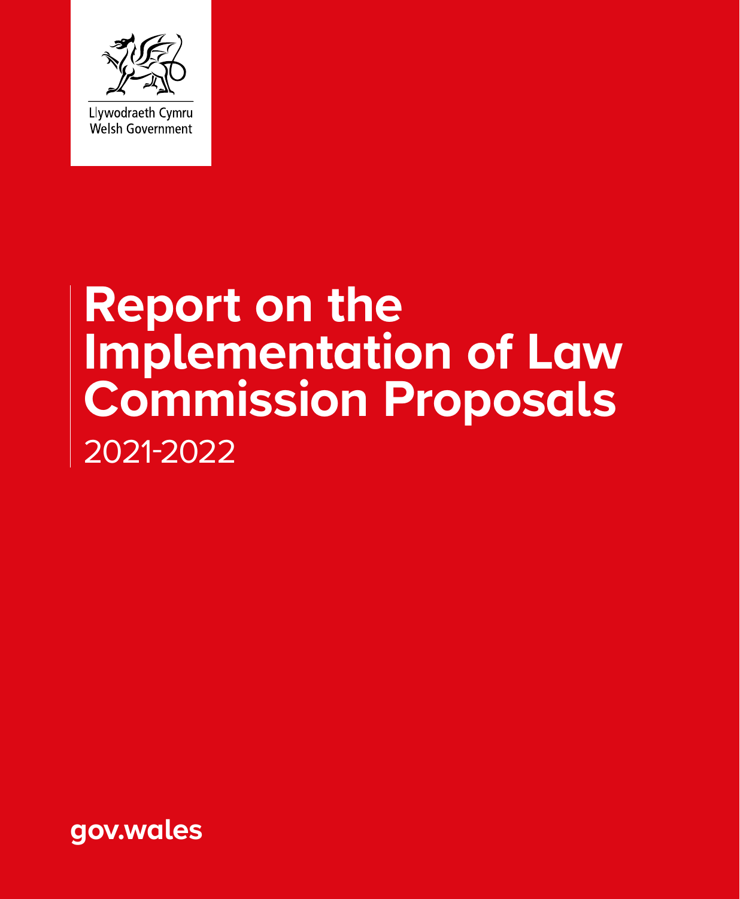Llywodraeth Cymru
Welsh Government

# Report on the Implementation of Law Commission Proposals

2021-2022

gov.wales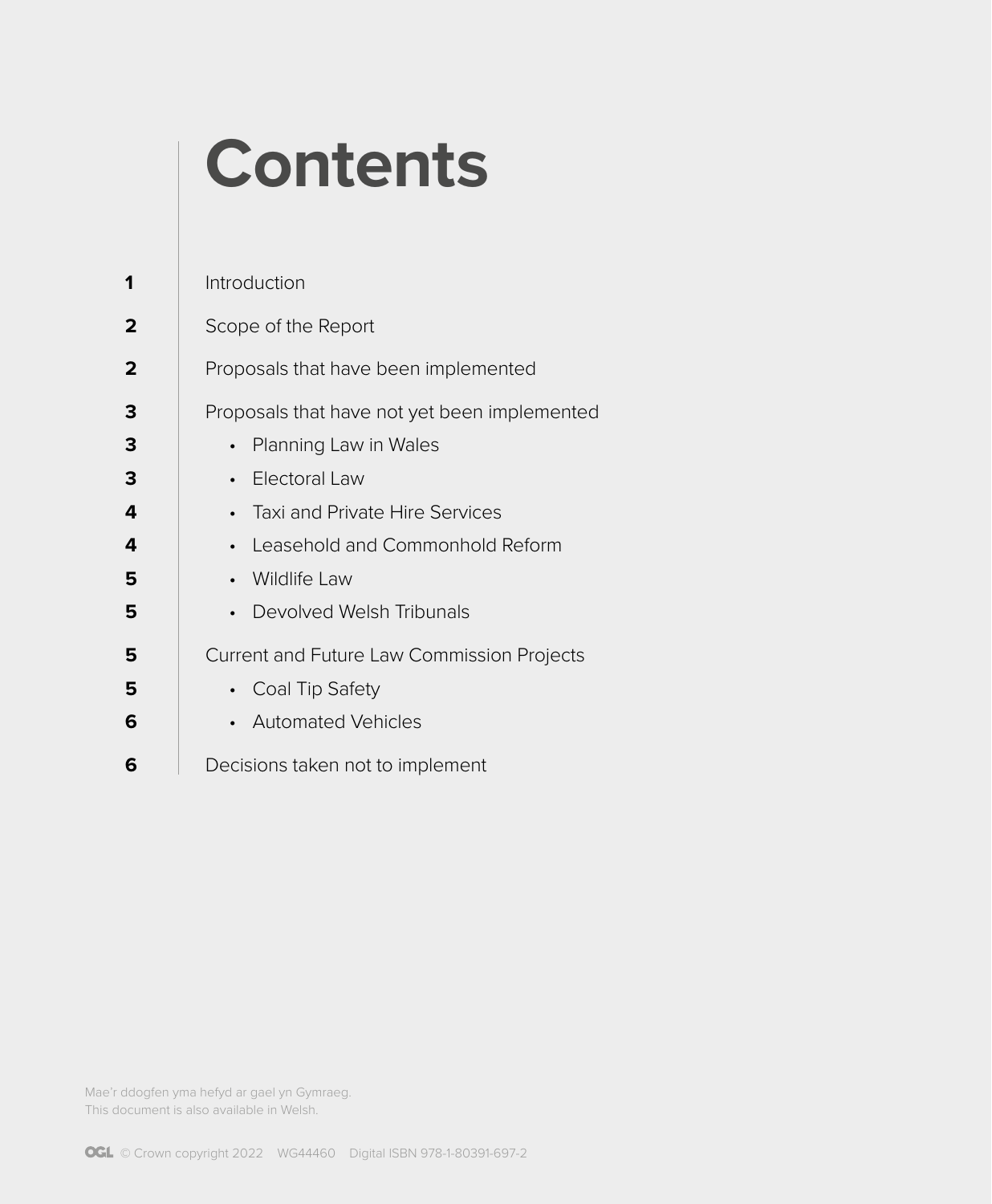# Contents

| | |
|---|---|
| 1 | Introduction |
| 2 | Scope of the Report |
| 2 | Proposals that have been implemented |
| 3 | Proposals that have not yet been implemented |
| 3 | • Planning Law in Wales |
| 3 | • Electoral Law |
| 4 | • Taxi and Private Hire Services |
| 4 | • Leasehold and Commonhold Reform |
| 5 | • Wildlife Law |
| 5 | • Devolved Welsh Tribunals |
| 5 | Current and Future Law Commission Projects |
| 5 | • Coal Tip Safety |
| 6 | • Automated Vehicles |
| 6 | Decisions taken not to implement |

Mae'r ddogfen yma hefyd ar gael yn Gymraeg.
This document is also available in Welsh.

OGL © Crown copyright 2022 WG44460 Digital ISBN 978-1-80391-697-2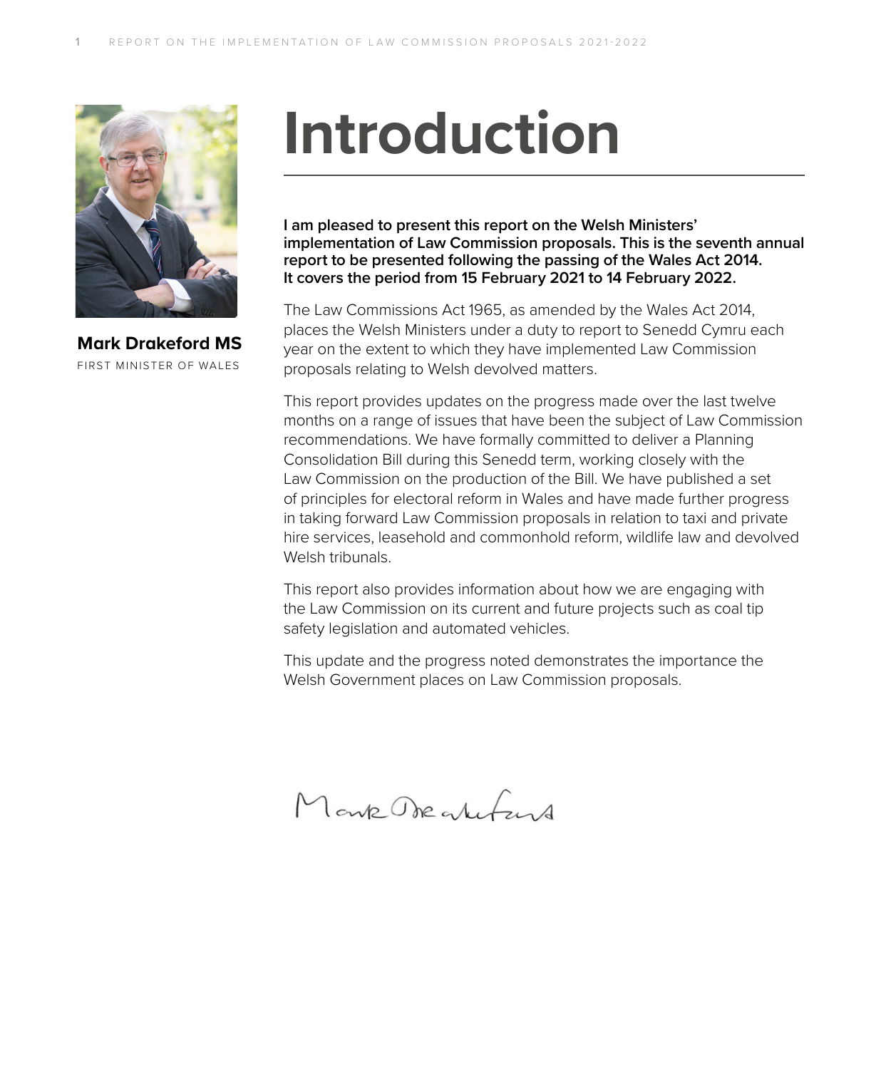# Introduction

**Mark Drakeford MS**

FIRST MINISTER OF WALES

**I am pleased to present this report on the Welsh Ministers' implementation of Law Commission proposals. This is the seventh annual report to be presented following the passing of the Wales Act 2014. It covers the period from 15 February 2021 to 14 February 2022.**

The Law Commissions Act 1965, as amended by the Wales Act 2014, places the Welsh Ministers under a duty to report to Senedd Cymru each year on the extent to which they have implemented Law Commission proposals relating to Welsh devolved matters.

This report provides updates on the progress made over the last twelve months on a range of issues that have been the subject of Law Commission recommendations. We have formally committed to deliver a Planning Consolidation Bill during this Senedd term, working closely with the Law Commission on the production of the Bill. We have published a set of principles for electoral reform in Wales and have made further progress in taking forward Law Commission proposals in relation to taxi and private hire services, leasehold and commonhold reform, wildlife law and devolved Welsh tribunals.

This report also provides information about how we are engaging with the Law Commission on its current and future projects such as coal tip safety legislation and automated vehicles.

This update and the progress noted demonstrates the importance the Welsh Government places on Law Commission proposals.

Mark Drakeford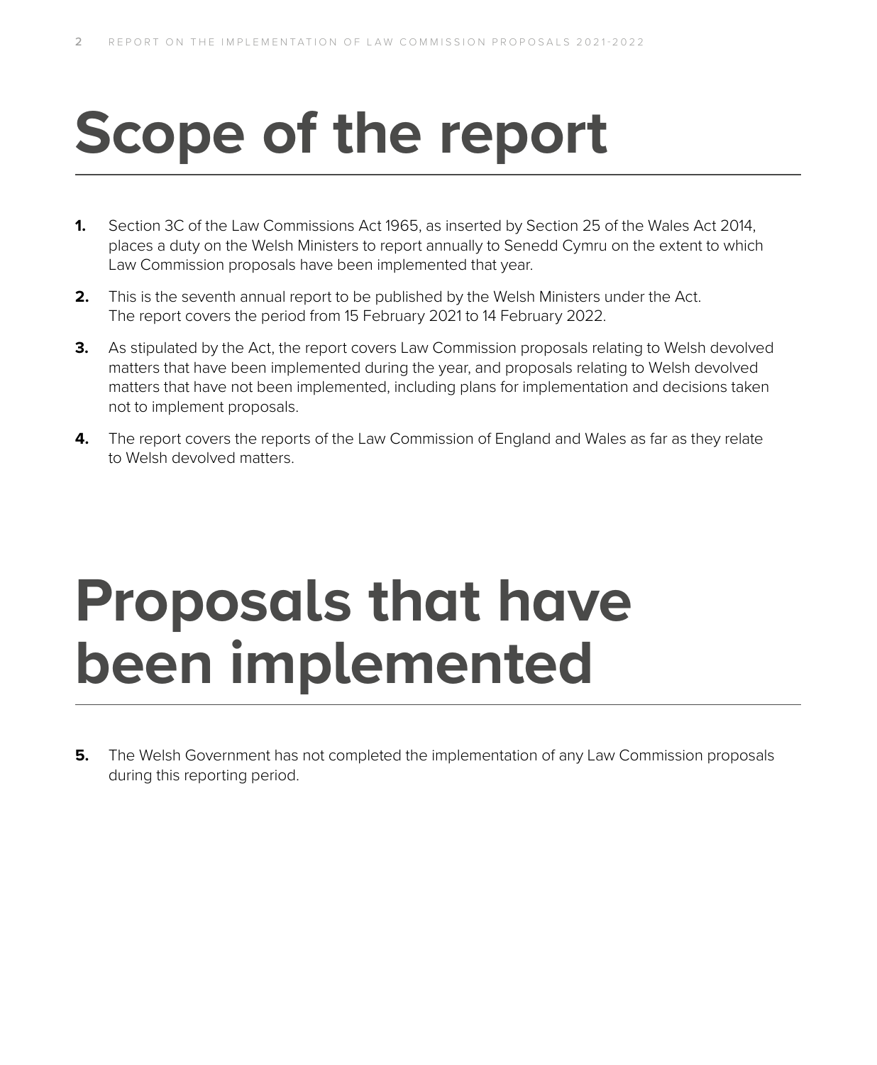# Scope of the report

1. Section 3C of the Law Commissions Act 1965, as inserted by Section 25 of the Wales Act 2014, places a duty on the Welsh Ministers to report annually to Senedd Cymru on the extent to which Law Commission proposals have been implemented that year.
2. This is the seventh annual report to be published by the Welsh Ministers under the Act. The report covers the period from 15 February 2021 to 14 February 2022.
3. As stipulated by the Act, the report covers Law Commission proposals relating to Welsh devolved matters that have been implemented during the year, and proposals relating to Welsh devolved matters that have not been implemented, including plans for implementation and decisions taken not to implement proposals.
4. The report covers the reports of the Law Commission of England and Wales as far as they relate to Welsh devolved matters.

# Proposals that have been implemented

5. The Welsh Government has not completed the implementation of any Law Commission proposals during this reporting period.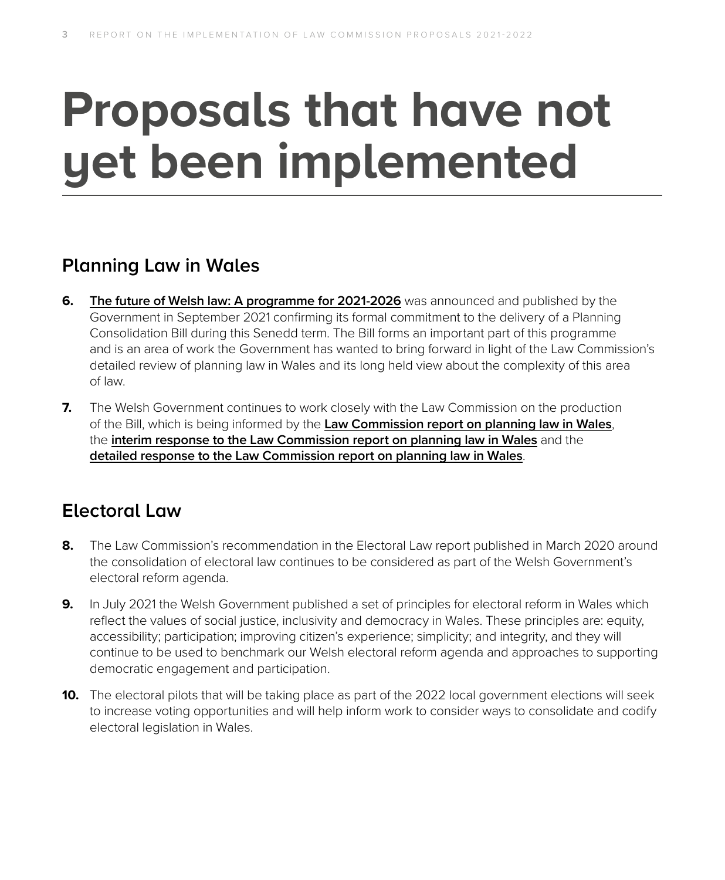# Proposals that have not yet been implemented

## Planning Law in Wales

6. **The future of Welsh law: A programme for 2021-2026** was announced and published by the Government in September 2021 confirming its formal commitment to the delivery of a Planning Consolidation Bill during this Senedd term. The Bill forms an important part of this programme and is an area of work the Government has wanted to bring forward in light of the Law Commission's detailed review of planning law in Wales and its long held view about the complexity of this area of law.

7. The Welsh Government continues to work closely with the Law Commission on the production of the Bill, which is being informed by the **Law Commission report on planning law in Wales**, the **interim response to the Law Commission report on planning law in Wales** and the **detailed response to the Law Commission report on planning law in Wales**.

## Electoral Law

8. The Law Commission's recommendation in the Electoral Law report published in March 2020 around the consolidation of electoral law continues to be considered as part of the Welsh Government's electoral reform agenda.

9. In July 2021 the Welsh Government published a set of principles for electoral reform in Wales which reflect the values of social justice, inclusivity and democracy in Wales. These principles are: equity, accessibility; participation; improving citizen's experience; simplicity; and integrity, and they will continue to be used to benchmark our Welsh electoral reform agenda and approaches to supporting democratic engagement and participation.

10. The electoral pilots that will be taking place as part of the 2022 local government elections will seek to increase voting opportunities and will help inform work to consider ways to consolidate and codify electoral legislation in Wales.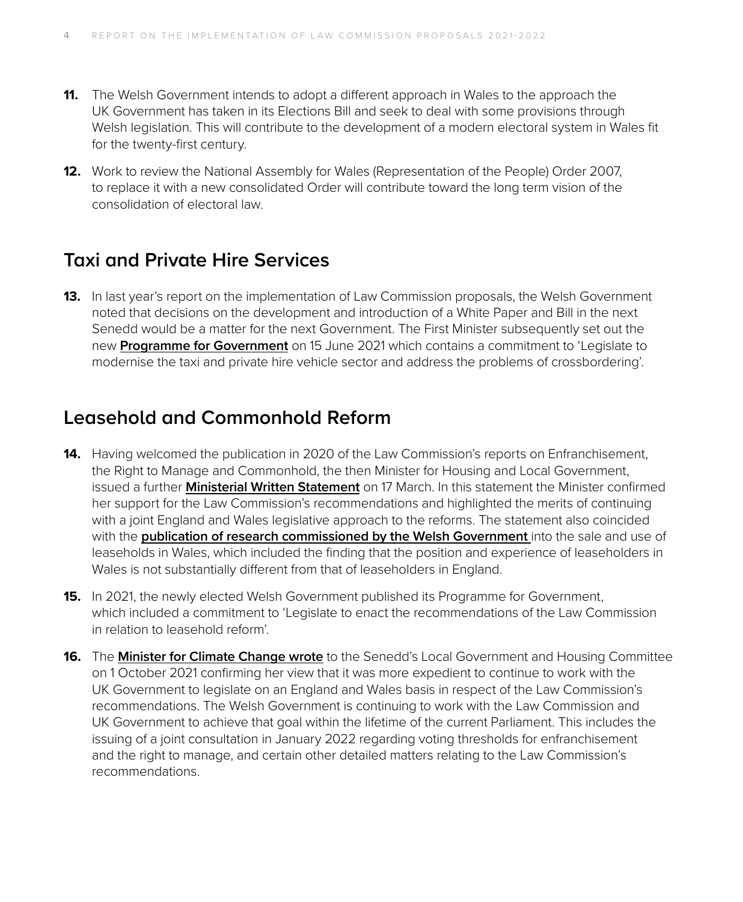11. The Welsh Government intends to adopt a different approach in Wales to the approach the UK Government has taken in its Elections Bill and seek to deal with some provisions through Welsh legislation. This will contribute to the development of a modern electoral system in Wales fit for the twenty-first century.

12. Work to review the National Assembly for Wales (Representation of the People) Order 2007, to replace it with a new consolidated Order will contribute toward the long term vision of the consolidation of electoral law.

## Taxi and Private Hire Services

13. In last year's report on the implementation of Law Commission proposals, the Welsh Government noted that decisions on the development and introduction of a White Paper and Bill in the next Senedd would be a matter for the next Government. The First Minister subsequently set out the new **Programme for Government** on 15 June 2021 which contains a commitment to 'Legislate to modernise the taxi and private hire vehicle sector and address the problems of crossbordering'.

## Leasehold and Commonhold Reform

14. Having welcomed the publication in 2020 of the Law Commission's reports on Enfranchisement, the Right to Manage and Commonhold, the then Minister for Housing and Local Government, issued a further **Ministerial Written Statement** on 17 March. In this statement the Minister confirmed her support for the Law Commission's recommendations and highlighted the merits of continuing with a joint England and Wales legislative approach to the reforms. The statement also coincided with the **publication of research commissioned by the Welsh Government** into the sale and use of leaseholds in Wales, which included the finding that the position and experience of leaseholders in Wales is not substantially different from that of leaseholders in England.

15. In 2021, the newly elected Welsh Government published its Programme for Government, which included a commitment to 'Legislate to enact the recommendations of the Law Commission in relation to leasehold reform'.

16. The **Minister for Climate Change wrote** to the Senedd's Local Government and Housing Committee on 1 October 2021 confirming her view that it was more expedient to continue to work with the UK Government to legislate on an England and Wales basis in respect of the Law Commission's recommendations. The Welsh Government is continuing to work with the Law Commission and UK Government to achieve that goal within the lifetime of the current Parliament. This includes the issuing of a joint consultation in January 2022 regarding voting thresholds for enfranchisement and the right to manage, and certain other detailed matters relating to the Law Commission's recommendations.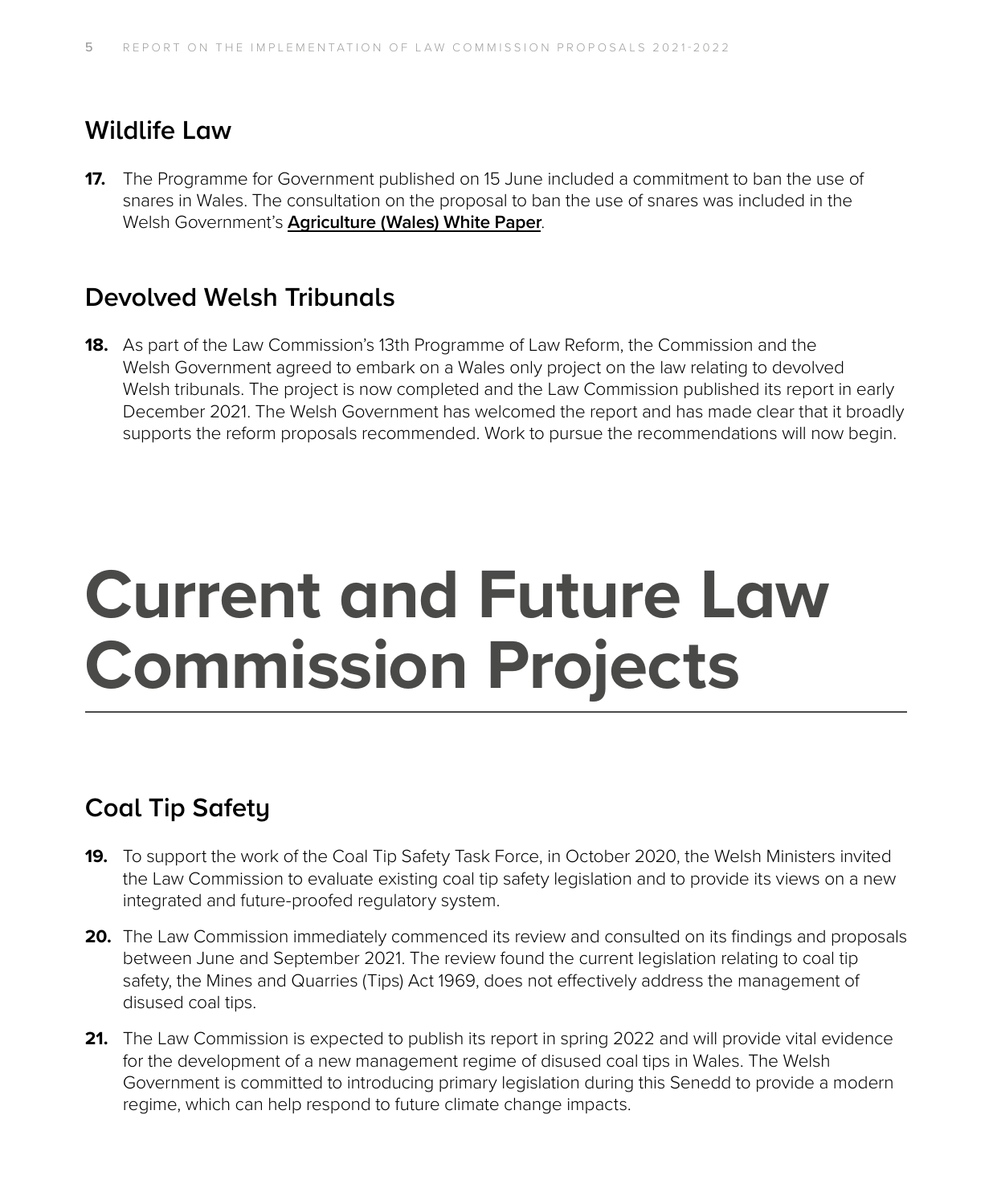## Wildlife Law

**17.** The Programme for Government published on 15 June included a commitment to ban the use of snares in Wales. The consultation on the proposal to ban the use of snares was included in the Welsh Government's **Agriculture (Wales) White Paper**.

## Devolved Welsh Tribunals

**18.** As part of the Law Commission's 13th Programme of Law Reform, the Commission and the Welsh Government agreed to embark on a Wales only project on the law relating to devolved Welsh tribunals. The project is now completed and the Law Commission published its report in early December 2021. The Welsh Government has welcomed the report and has made clear that it broadly supports the reform proposals recommended. Work to pursue the recommendations will now begin.

# Current and Future Law Commission Projects

## Coal Tip Safety

**19.** To support the work of the Coal Tip Safety Task Force, in October 2020, the Welsh Ministers invited the Law Commission to evaluate existing coal tip safety legislation and to provide its views on a new integrated and future-proofed regulatory system.

**20.** The Law Commission immediately commenced its review and consulted on its findings and proposals between June and September 2021. The review found the current legislation relating to coal tip safety, the Mines and Quarries (Tips) Act 1969, does not effectively address the management of disused coal tips.

**21.** The Law Commission is expected to publish its report in spring 2022 and will provide vital evidence for the development of a new management regime of disused coal tips in Wales. The Welsh Government is committed to introducing primary legislation during this Senedd to provide a modern regime, which can help respond to future climate change impacts.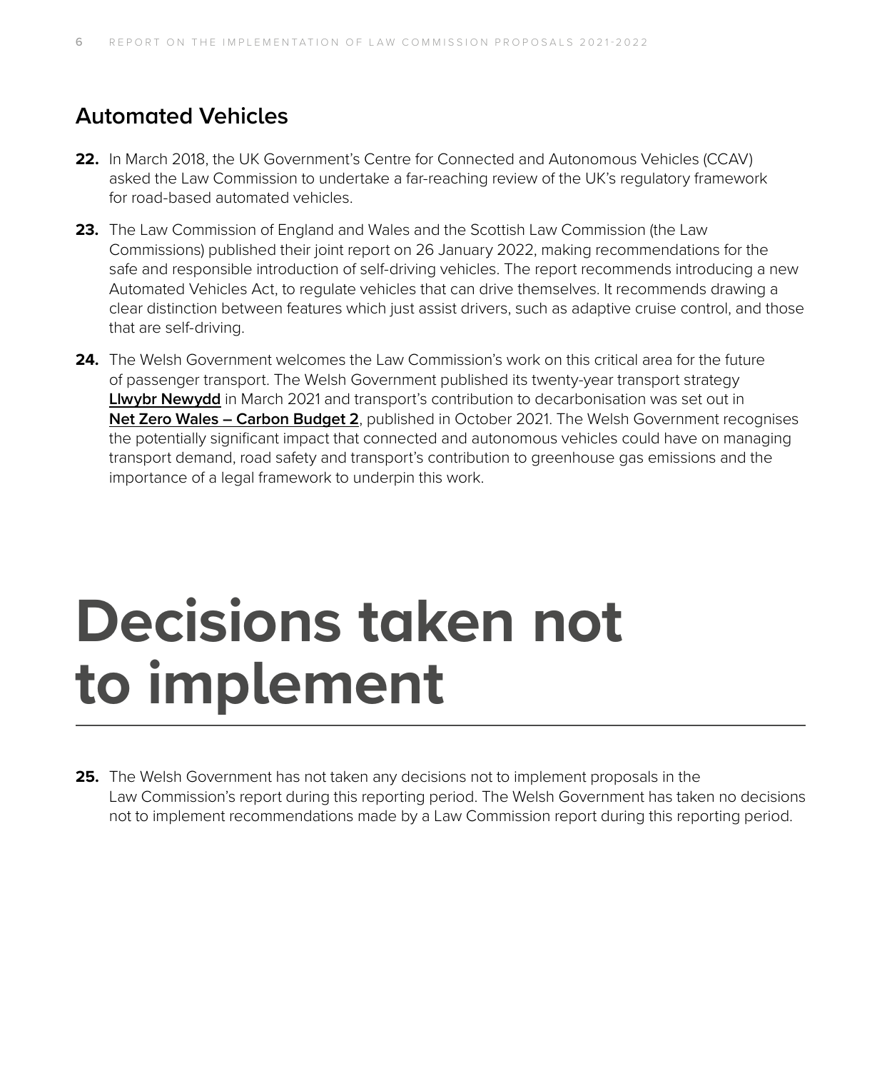## Automated Vehicles

**22.** In March 2018, the UK Government's Centre for Connected and Autonomous Vehicles (CCAV) asked the Law Commission to undertake a far-reaching review of the UK's regulatory framework for road-based automated vehicles.

**23.** The Law Commission of England and Wales and the Scottish Law Commission (the Law Commissions) published their joint report on 26 January 2022, making recommendations for the safe and responsible introduction of self-driving vehicles. The report recommends introducing a new Automated Vehicles Act, to regulate vehicles that can drive themselves. It recommends drawing a clear distinction between features which just assist drivers, such as adaptive cruise control, and those that are self-driving.

**24.** The Welsh Government welcomes the Law Commission's work on this critical area for the future of passenger transport. The Welsh Government published its twenty-year transport strategy **Llwybr Newydd** in March 2021 and transport's contribution to decarbonisation was set out in **Net Zero Wales – Carbon Budget 2**, published in October 2021. The Welsh Government recognises the potentially significant impact that connected and autonomous vehicles could have on managing transport demand, road safety and transport's contribution to greenhouse gas emissions and the importance of a legal framework to underpin this work.

# Decisions taken not to implement

**25.** The Welsh Government has not taken any decisions not to implement proposals in the Law Commission's report during this reporting period. The Welsh Government has taken no decisions not to implement recommendations made by a Law Commission report during this reporting period.